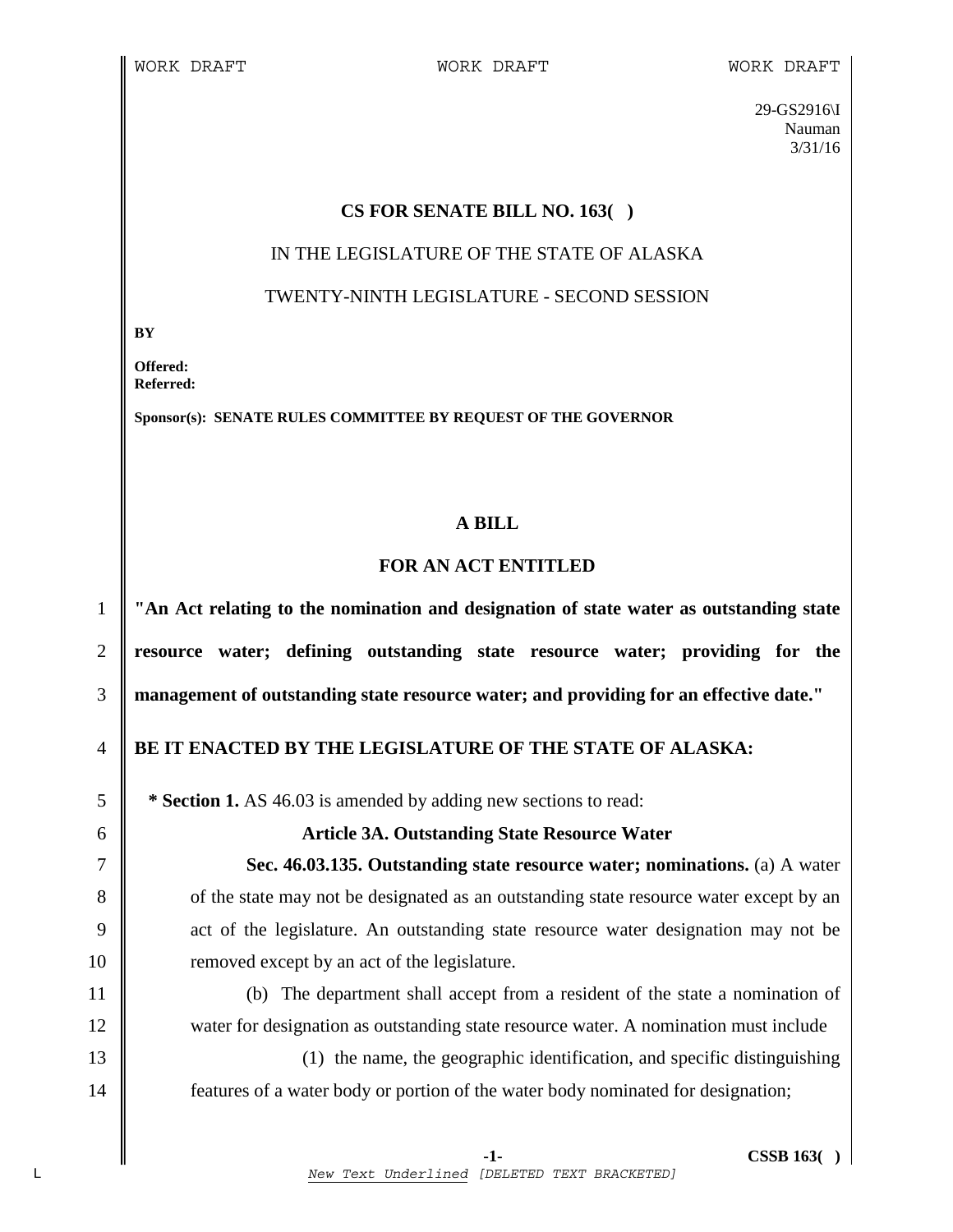29-GS2916\I
Nauman
3/31/16

**CS FOR SENATE BILL NO. 163( )**

IN THE LEGISLATURE OF THE STATE OF ALASKA

TWENTY-NINTH LEGISLATURE - SECOND SESSION

**BY**

**Offered:**
**Referred:**

**Sponsor(s): SENATE RULES COMMITTEE BY REQUEST OF THE GOVERNOR**

**A BILL**

**FOR AN ACT ENTITLED**

**"An Act relating to the nomination and designation of state water as outstanding state resource water; defining outstanding state resource water; providing for the management of outstanding state resource water; and providing for an effective date."**

**BE IT ENACTED BY THE LEGISLATURE OF THE STATE OF ALASKA:**

**\* Section 1.** AS 46.03 is amended by adding new sections to read:

**Article 3A. Outstanding State Resource Water**

**Sec. 46.03.135. Outstanding state resource water; nominations.** (a) A water of the state may not be designated as an outstanding state resource water except by an act of the legislature. An outstanding state resource water designation may not be removed except by an act of the legislature.

(b) The department shall accept from a resident of the state a nomination of water for designation as outstanding state resource water. A nomination must include

(1) the name, the geographic identification, and specific distinguishing features of a water body or portion of the water body nominated for designation;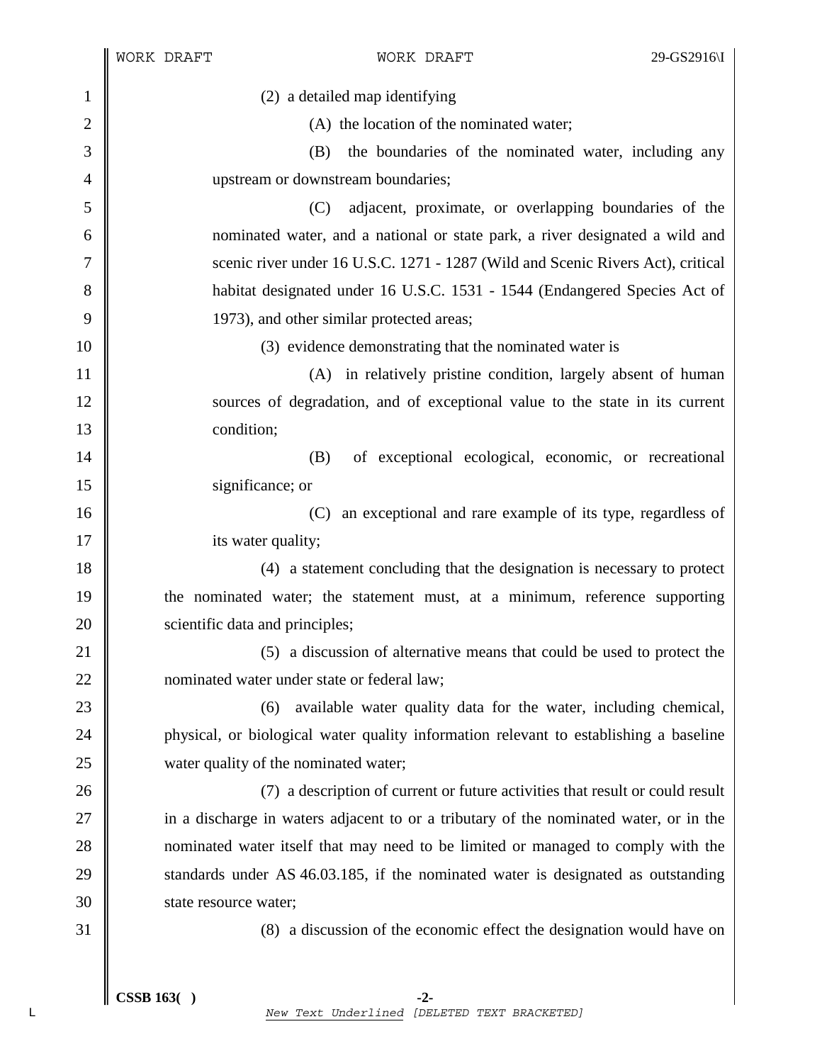(2) a detailed map identifying

(A) the location of the nominated water;

(B) the boundaries of the nominated water, including any upstream or downstream boundaries;

(C) adjacent, proximate, or overlapping boundaries of the nominated water, and a national or state park, a river designated a wild and scenic river under 16 U.S.C. 1271 - 1287 (Wild and Scenic Rivers Act), critical habitat designated under 16 U.S.C. 1531 - 1544 (Endangered Species Act of 1973), and other similar protected areas;

(3) evidence demonstrating that the nominated water is

(A) in relatively pristine condition, largely absent of human sources of degradation, and of exceptional value to the state in its current condition;

(B) of exceptional ecological, economic, or recreational significance; or

(C) an exceptional and rare example of its type, regardless of its water quality;

(4) a statement concluding that the designation is necessary to protect the nominated water; the statement must, at a minimum, reference supporting scientific data and principles;

(5) a discussion of alternative means that could be used to protect the nominated water under state or federal law;

(6) available water quality data for the water, including chemical, physical, or biological water quality information relevant to establishing a baseline water quality of the nominated water;

(7) a description of current or future activities that result or could result in a discharge in waters adjacent to or a tributary of the nominated water, or in the nominated water itself that may need to be limited or managed to comply with the standards under AS 46.03.185, if the nominated water is designated as outstanding state resource water;

(8) a discussion of the economic effect the designation would have on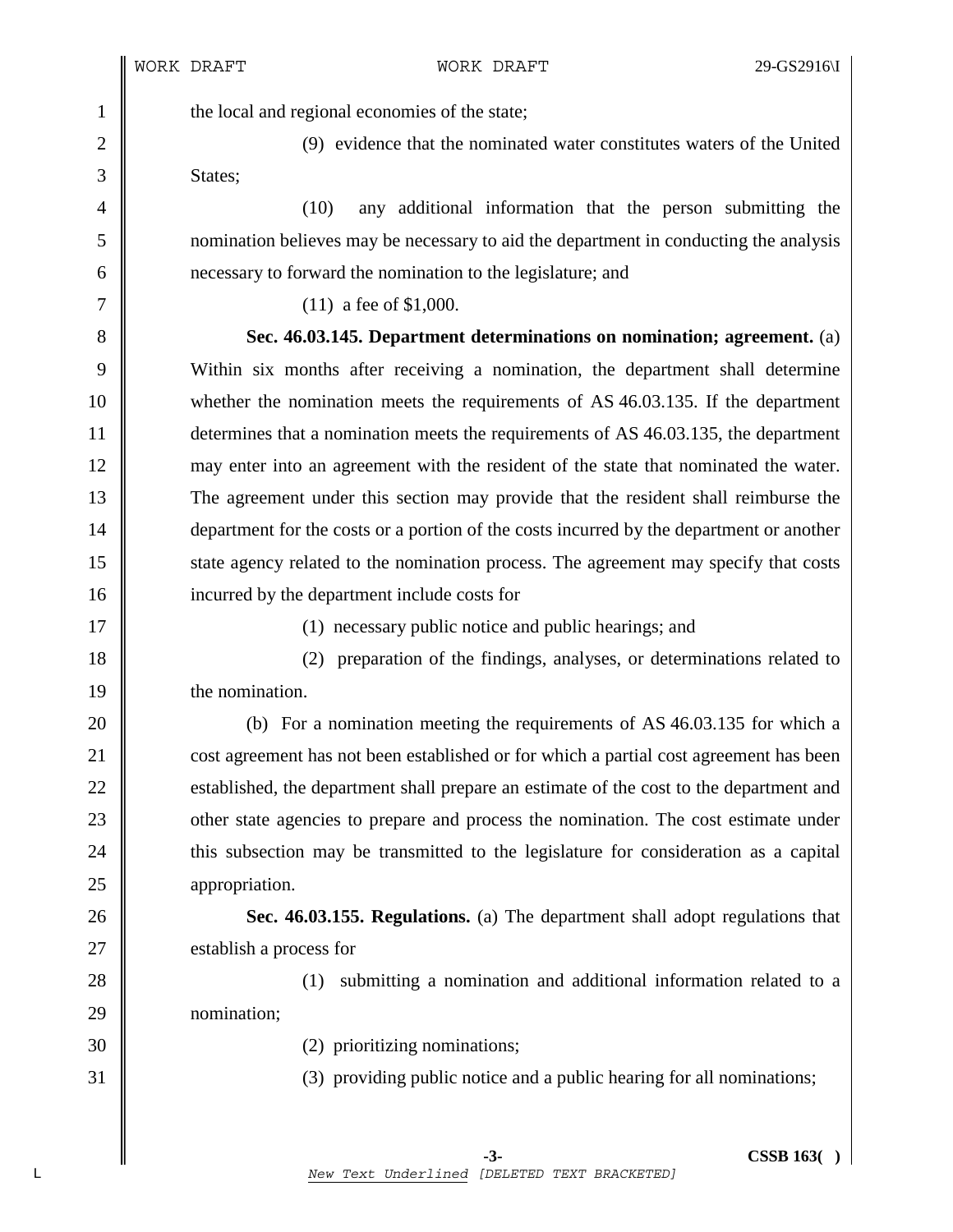the local and regional economies of the state;

(9) evidence that the nominated water constitutes waters of the United States;

(10) any additional information that the person submitting the nomination believes may be necessary to aid the department in conducting the analysis necessary to forward the nomination to the legislature; and

(11) a fee of $1,000.

**Sec. 46.03.145. Department determinations on nomination; agreement.** (a) Within six months after receiving a nomination, the department shall determine whether the nomination meets the requirements of AS 46.03.135. If the department determines that a nomination meets the requirements of AS 46.03.135, the department may enter into an agreement with the resident of the state that nominated the water. The agreement under this section may provide that the resident shall reimburse the department for the costs or a portion of the costs incurred by the department or another state agency related to the nomination process. The agreement may specify that costs incurred by the department include costs for

(1) necessary public notice and public hearings; and

(2) preparation of the findings, analyses, or determinations related to the nomination.

(b) For a nomination meeting the requirements of AS 46.03.135 for which a cost agreement has not been established or for which a partial cost agreement has been established, the department shall prepare an estimate of the cost to the department and other state agencies to prepare and process the nomination. The cost estimate under this subsection may be transmitted to the legislature for consideration as a capital appropriation.

**Sec. 46.03.155. Regulations.** (a) The department shall adopt regulations that establish a process for

(1) submitting a nomination and additional information related to a nomination;

(2) prioritizing nominations;

(3) providing public notice and a public hearing for all nominations;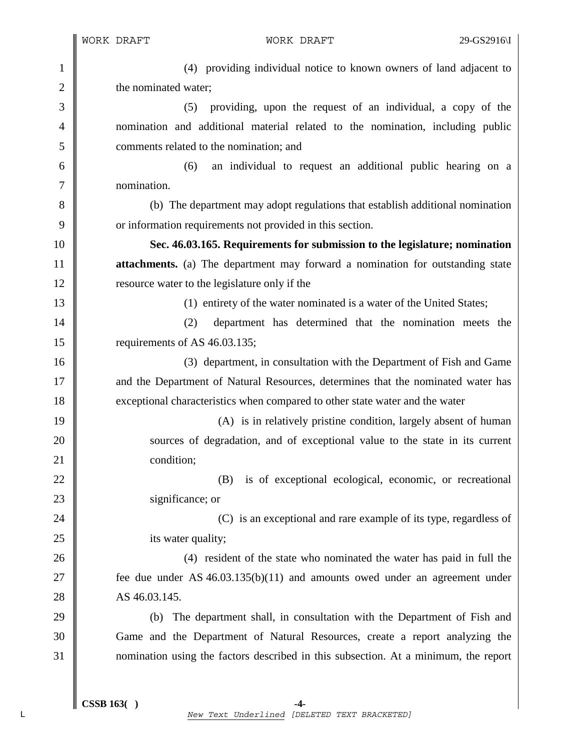(4) providing individual notice to known owners of land adjacent to the nominated water;

(5) providing, upon the request of an individual, a copy of the nomination and additional material related to the nomination, including public comments related to the nomination; and

(6) an individual to request an additional public hearing on a nomination.

(b) The department may adopt regulations that establish additional nomination or information requirements not provided in this section.

**Sec. 46.03.165. Requirements for submission to the legislature; nomination attachments.** (a) The department may forward a nomination for outstanding state resource water to the legislature only if the

(1) entirety of the water nominated is a water of the United States;

(2) department has determined that the nomination meets the requirements of AS 46.03.135;

(3) department, in consultation with the Department of Fish and Game and the Department of Natural Resources, determines that the nominated water has exceptional characteristics when compared to other state water and the water

(A) is in relatively pristine condition, largely absent of human sources of degradation, and of exceptional value to the state in its current condition;

(B) is of exceptional ecological, economic, or recreational significance; or

(C) is an exceptional and rare example of its type, regardless of its water quality;

(4) resident of the state who nominated the water has paid in full the fee due under AS 46.03.135(b)(11) and amounts owed under an agreement under AS 46.03.145.

(b) The department shall, in consultation with the Department of Fish and Game and the Department of Natural Resources, create a report analyzing the nomination using the factors described in this subsection. At a minimum, the report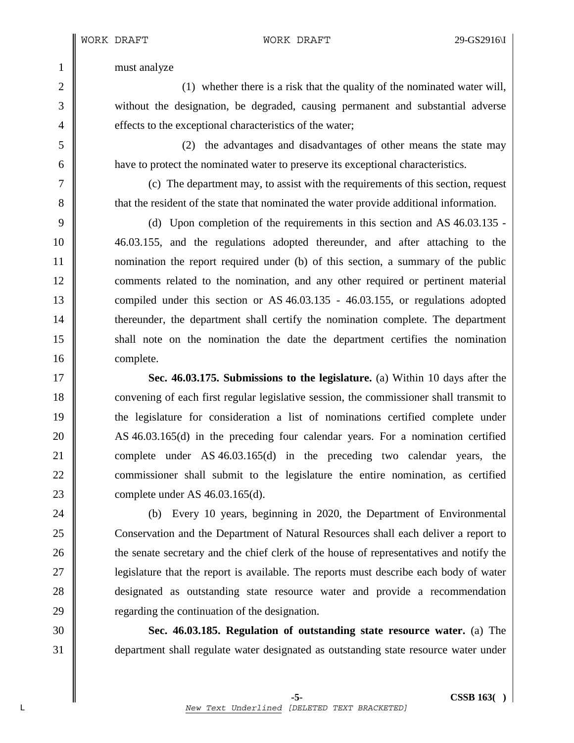must analyze

(1) whether there is a risk that the quality of the nominated water will, without the designation, be degraded, causing permanent and substantial adverse effects to the exceptional characteristics of the water;

(2) the advantages and disadvantages of other means the state may have to protect the nominated water to preserve its exceptional characteristics.

(c) The department may, to assist with the requirements of this section, request that the resident of the state that nominated the water provide additional information.

(d) Upon completion of the requirements in this section and AS 46.03.135 - 46.03.155, and the regulations adopted thereunder, and after attaching to the nomination the report required under (b) of this section, a summary of the public comments related to the nomination, and any other required or pertinent material compiled under this section or AS 46.03.135 - 46.03.155, or regulations adopted thereunder, the department shall certify the nomination complete. The department shall note on the nomination the date the department certifies the nomination complete.

**Sec. 46.03.175. Submissions to the legislature.** (a) Within 10 days after the convening of each first regular legislative session, the commissioner shall transmit to the legislature for consideration a list of nominations certified complete under AS 46.03.165(d) in the preceding four calendar years. For a nomination certified complete under AS 46.03.165(d) in the preceding two calendar years, the commissioner shall submit to the legislature the entire nomination, as certified complete under AS 46.03.165(d).

(b) Every 10 years, beginning in 2020, the Department of Environmental Conservation and the Department of Natural Resources shall each deliver a report to the senate secretary and the chief clerk of the house of representatives and notify the legislature that the report is available. The reports must describe each body of water designated as outstanding state resource water and provide a recommendation regarding the continuation of the designation.

**Sec. 46.03.185. Regulation of outstanding state resource water.** (a) The department shall regulate water designated as outstanding state resource water under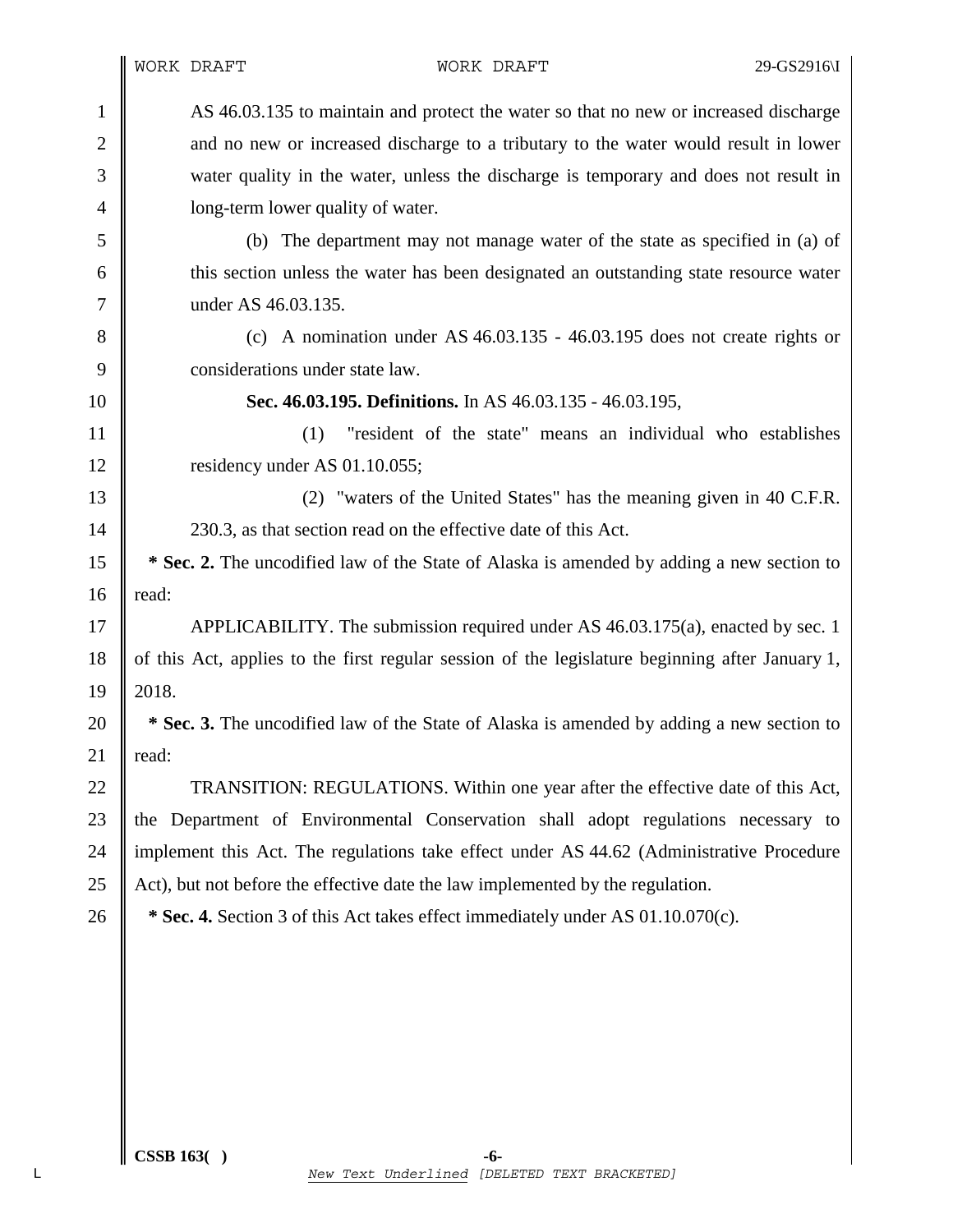AS 46.03.135 to maintain and protect the water so that no new or increased discharge and no new or increased discharge to a tributary to the water would result in lower water quality in the water, unless the discharge is temporary and does not result in long-term lower quality of water.

(b) The department may not manage water of the state as specified in (a) of this section unless the water has been designated an outstanding state resource water under AS 46.03.135.

(c) A nomination under AS 46.03.135 - 46.03.195 does not create rights or considerations under state law.

**Sec. 46.03.195. Definitions.** In AS 46.03.135 - 46.03.195,

(1) "resident of the state" means an individual who establishes residency under AS 01.10.055;

(2) "waters of the United States" has the meaning given in 40 C.F.R. 230.3, as that section read on the effective date of this Act.

**\* Sec. 2.** The uncodified law of the State of Alaska is amended by adding a new section to read:

APPLICABILITY. The submission required under AS 46.03.175(a), enacted by sec. 1 of this Act, applies to the first regular session of the legislature beginning after January 1, 2018.

**\* Sec. 3.** The uncodified law of the State of Alaska is amended by adding a new section to read:

TRANSITION: REGULATIONS. Within one year after the effective date of this Act, the Department of Environmental Conservation shall adopt regulations necessary to implement this Act. The regulations take effect under AS 44.62 (Administrative Procedure Act), but not before the effective date the law implemented by the regulation.

**\* Sec. 4.** Section 3 of this Act takes effect immediately under AS 01.10.070(c).